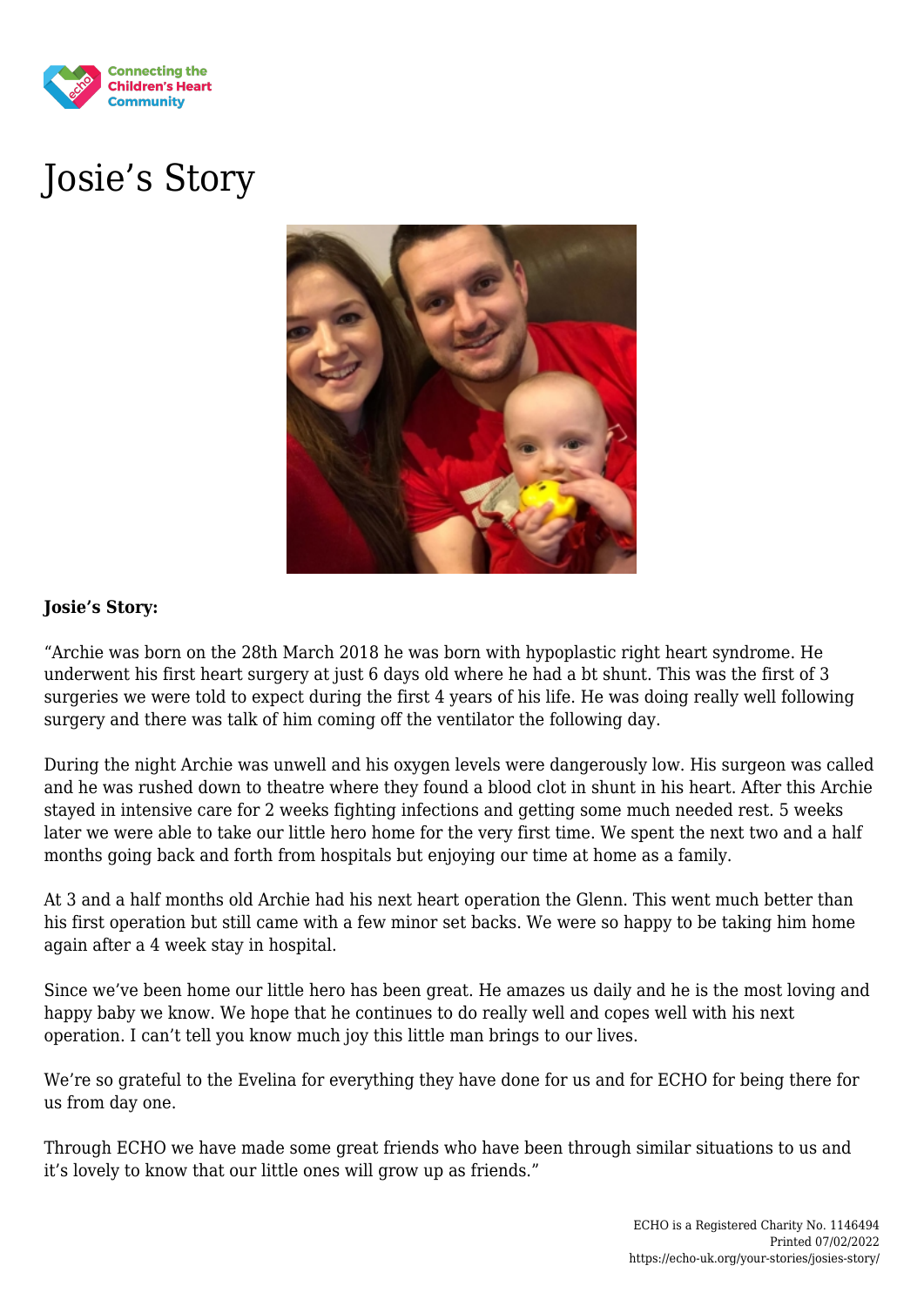Connecting the Children's Heart Community

# Josie's Story

**Josie's Story:**

"Archie was born on the 28th March 2018 he was born with hypoplastic right heart syndrome. He underwent his first heart surgery at just 6 days old where he had a bt shunt. This was the first of 3 surgeries we were told to expect during the first 4 years of his life. He was doing really well following surgery and there was talk of him coming off the ventilator the following day.

During the night Archie was unwell and his oxygen levels were dangerously low. His surgeon was called and he was rushed down to theatre where they found a blood clot in shunt in his heart. After this Archie stayed in intensive care for 2 weeks fighting infections and getting some much needed rest. 5 weeks later we were able to take our little hero home for the very first time. We spent the next two and a half months going back and forth from hospitals but enjoying our time at home as a family.

At 3 and a half months old Archie had his next heart operation the Glenn. This went much better than his first operation but still came with a few minor set backs. We were so happy to be taking him home again after a 4 week stay in hospital.

Since we've been home our little hero has been great. He amazes us daily and he is the most loving and happy baby we know. We hope that he continues to do really well and copes well with his next operation. I can't tell you know much joy this little man brings to our lives.

We're so grateful to the Evelina for everything they have done for us and for ECHO for being there for us from day one.

Through ECHO we have made some great friends who have been through similar situations to us and it's lovely to know that our little ones will grow up as friends."

ECHO is a Registered Charity No. 1146494
Printed 07/02/2022
https://echo-uk.org/your-stories/josies-story/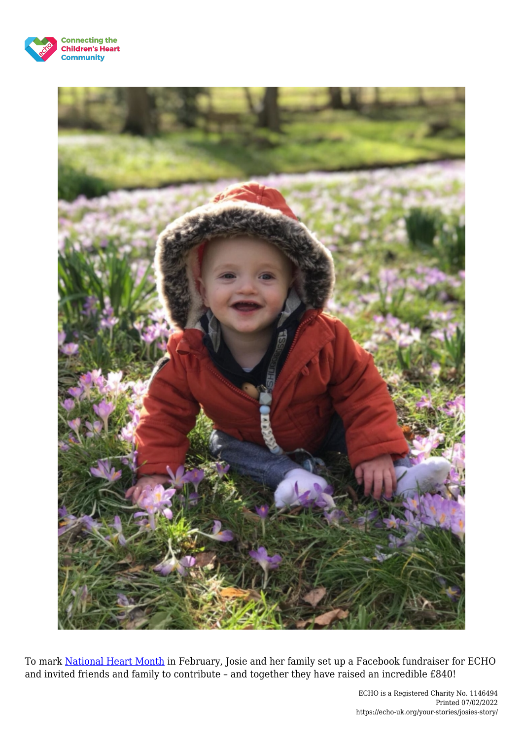To mark [National Heart Month](#) in February, Josie and her family set up a Facebook fundraiser for ECHO and invited friends and family to contribute – and together they have raised an incredible £840!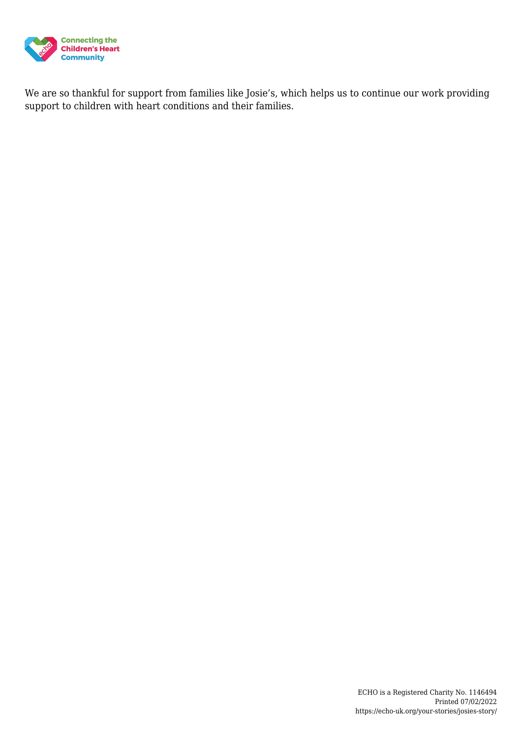We are so thankful for support from families like Josie's, which helps us to continue our work providing support to children with heart conditions and their families.